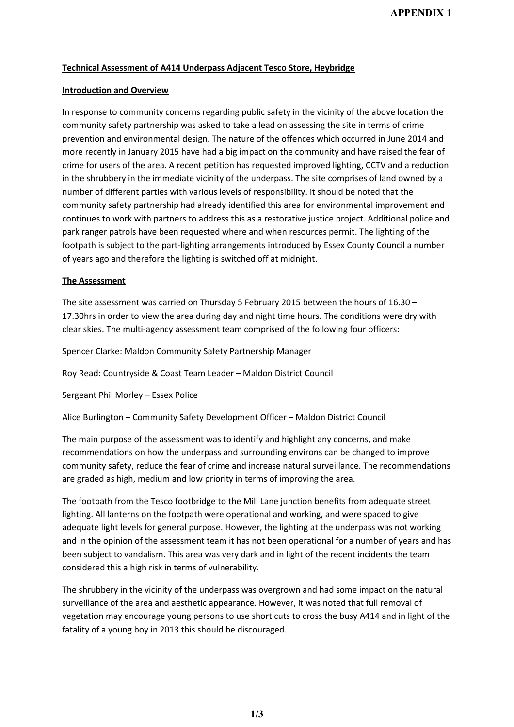**APPENDIX 1**

## Technical Assessment of A414 Underpass Adjacent Tesco Store, Heybridge

### Introduction and Overview

In response to community concerns regarding public safety in the vicinity of the above location the community safety partnership was asked to take a lead on assessing the site in terms of crime prevention and environmental design. The nature of the offences which occurred in June 2014 and more recently in January 2015 have had a big impact on the community and have raised the fear of crime for users of the area. A recent petition has requested improved lighting, CCTV and a reduction in the shrubbery in the immediate vicinity of the underpass. The site comprises of land owned by a number of different parties with various levels of responsibility. It should be noted that the community safety partnership had already identified this area for environmental improvement and continues to work with partners to address this as a restorative justice project. Additional police and park ranger patrols have been requested where and when resources permit. The lighting of the footpath is subject to the part-lighting arrangements introduced by Essex County Council a number of years ago and therefore the lighting is switched off at midnight.

### The Assessment

The site assessment was carried on Thursday 5 February 2015 between the hours of 16.30 – 17.30hrs in order to view the area during day and night time hours. The conditions were dry with clear skies. The multi-agency assessment team comprised of the following four officers:

Spencer Clarke: Maldon Community Safety Partnership Manager

Roy Read: Countryside & Coast Team Leader – Maldon District Council

Sergeant Phil Morley – Essex Police

Alice Burlington – Community Safety Development Officer – Maldon District Council

The main purpose of the assessment was to identify and highlight any concerns, and make recommendations on how the underpass and surrounding environs can be changed to improve community safety, reduce the fear of crime and increase natural surveillance. The recommendations are graded as high, medium and low priority in terms of improving the area.

The footpath from the Tesco footbridge to the Mill Lane junction benefits from adequate street lighting. All lanterns on the footpath were operational and working, and were spaced to give adequate light levels for general purpose. However, the lighting at the underpass was not working and in the opinion of the assessment team it has not been operational for a number of years and has been subject to vandalism. This area was very dark and in light of the recent incidents the team considered this a high risk in terms of vulnerability.

The shrubbery in the vicinity of the underpass was overgrown and had some impact on the natural surveillance of the area and aesthetic appearance. However, it was noted that full removal of vegetation may encourage young persons to use short cuts to cross the busy A414 and in light of the fatality of a young boy in 2013 this should be discouraged.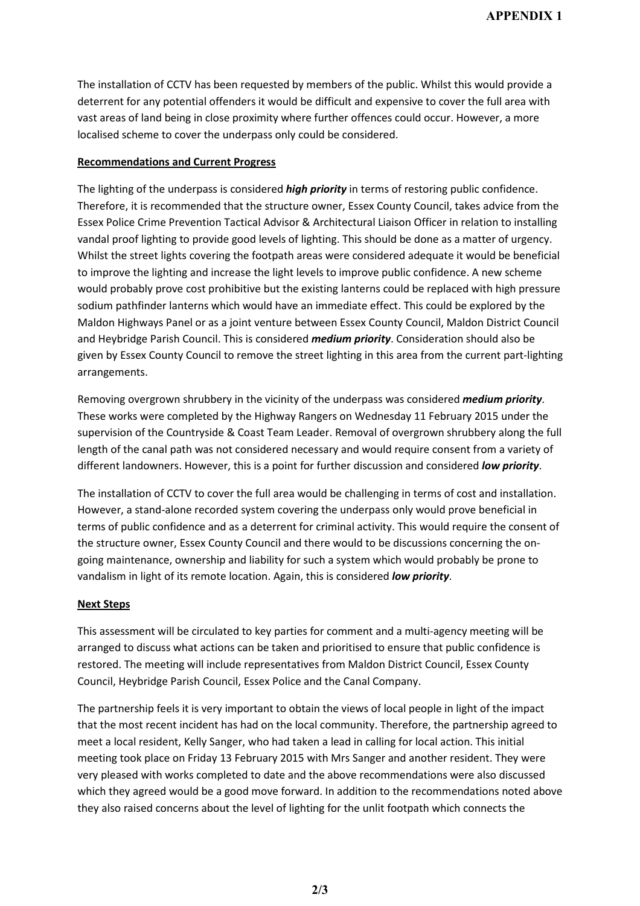The installation of CCTV has been requested by members of the public. Whilst this would provide a deterrent for any potential offenders it would be difficult and expensive to cover the full area with vast areas of land being in close proximity where further offences could occur. However, a more localised scheme to cover the underpass only could be considered.

**Recommendations and Current Progress**

The lighting of the underpass is considered ***high priority*** in terms of restoring public confidence. Therefore, it is recommended that the structure owner, Essex County Council, takes advice from the Essex Police Crime Prevention Tactical Advisor & Architectural Liaison Officer in relation to installing vandal proof lighting to provide good levels of lighting. This should be done as a matter of urgency. Whilst the street lights covering the footpath areas were considered adequate it would be beneficial to improve the lighting and increase the light levels to improve public confidence. A new scheme would probably prove cost prohibitive but the existing lanterns could be replaced with high pressure sodium pathfinder lanterns which would have an immediate effect. This could be explored by the Maldon Highways Panel or as a joint venture between Essex County Council, Maldon District Council and Heybridge Parish Council. This is considered ***medium priority***. Consideration should also be given by Essex County Council to remove the street lighting in this area from the current part-lighting arrangements.

Removing overgrown shrubbery in the vicinity of the underpass was considered ***medium priority***. These works were completed by the Highway Rangers on Wednesday 11 February 2015 under the supervision of the Countryside & Coast Team Leader. Removal of overgrown shrubbery along the full length of the canal path was not considered necessary and would require consent from a variety of different landowners. However, this is a point for further discussion and considered ***low priority***.

The installation of CCTV to cover the full area would be challenging in terms of cost and installation. However, a stand-alone recorded system covering the underpass only would prove beneficial in terms of public confidence and as a deterrent for criminal activity. This would require the consent of the structure owner, Essex County Council and there would to be discussions concerning the on-going maintenance, ownership and liability for such a system which would probably be prone to vandalism in light of its remote location. Again, this is considered ***low priority***.

**Next Steps**

This assessment will be circulated to key parties for comment and a multi-agency meeting will be arranged to discuss what actions can be taken and prioritised to ensure that public confidence is restored. The meeting will include representatives from Maldon District Council, Essex County Council, Heybridge Parish Council, Essex Police and the Canal Company.

The partnership feels it is very important to obtain the views of local people in light of the impact that the most recent incident has had on the local community. Therefore, the partnership agreed to meet a local resident, Kelly Sanger, who had taken a lead in calling for local action. This initial meeting took place on Friday 13 February 2015 with Mrs Sanger and another resident. They were very pleased with works completed to date and the above recommendations were also discussed which they agreed would be a good move forward. In addition to the recommendations noted above they also raised concerns about the level of lighting for the unlit footpath which connects the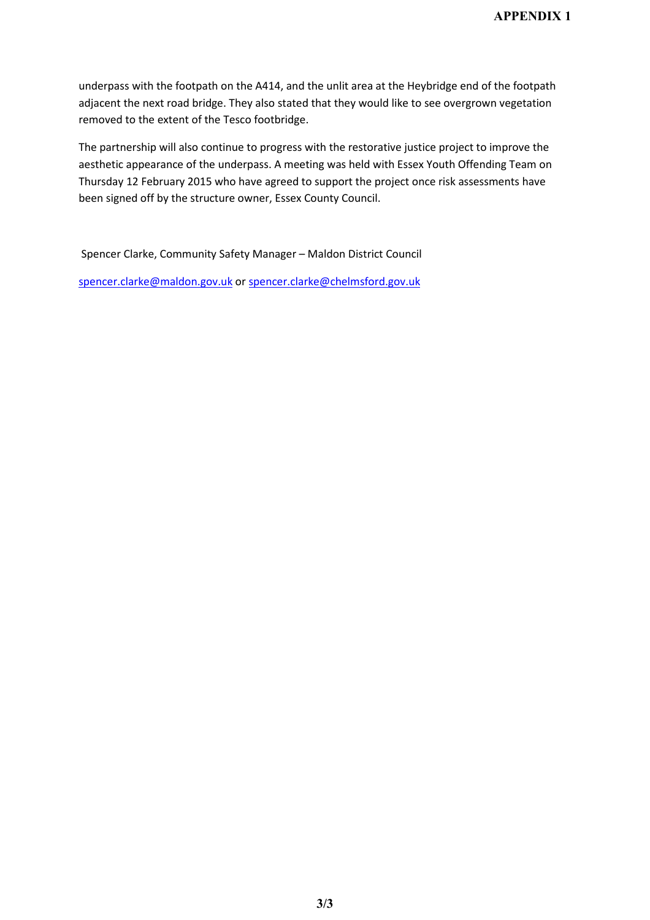underpass with the footpath on the A414, and the unlit area at the Heybridge end of the footpath adjacent the next road bridge. They also stated that they would like to see overgrown vegetation removed to the extent of the Tesco footbridge.

The partnership will also continue to progress with the restorative justice project to improve the aesthetic appearance of the underpass. A meeting was held with Essex Youth Offending Team on Thursday 12 February 2015 who have agreed to support the project once risk assessments have been signed off by the structure owner, Essex County Council.

Spencer Clarke, Community Safety Manager – Maldon District Council

spencer.clarke@maldon.gov.uk or spencer.clarke@chelmsford.gov.uk